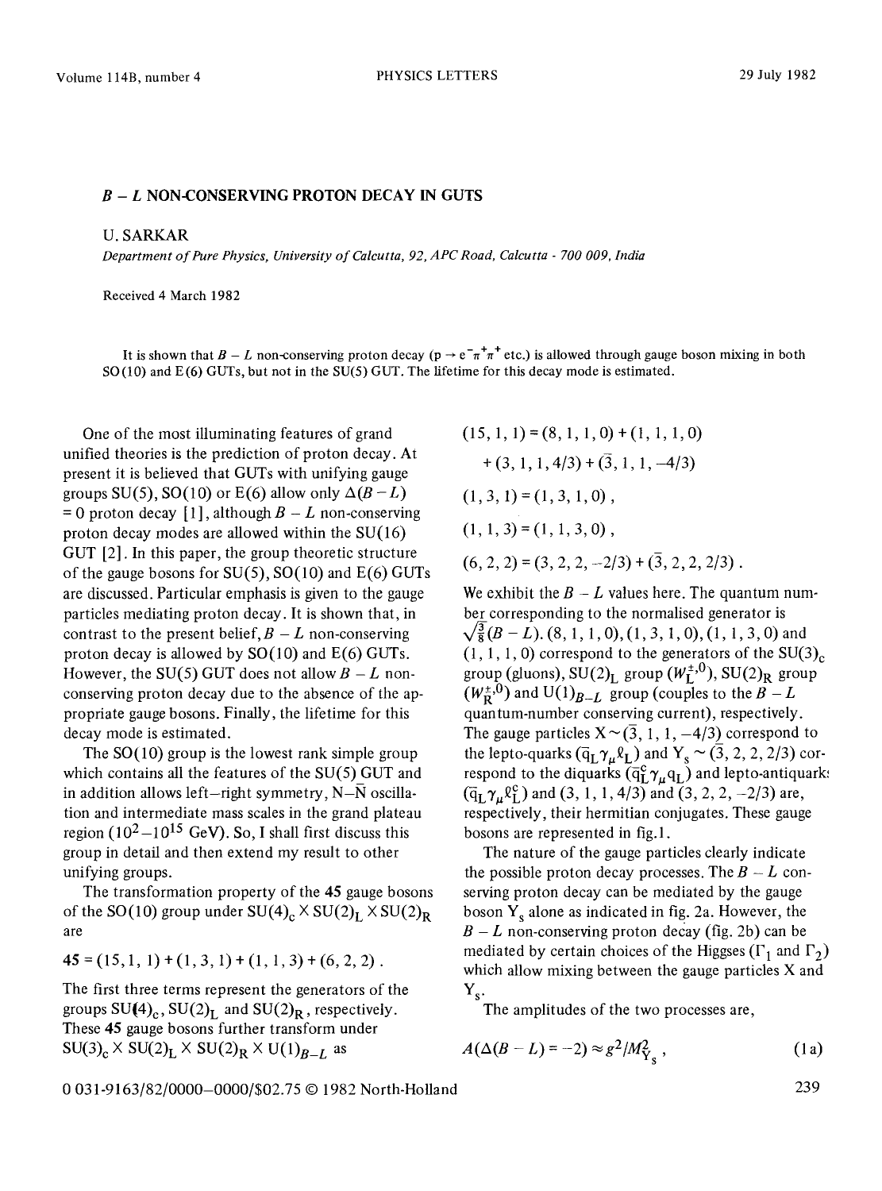# $B - L$ NON-CONSERVING PROTON DECAY IN GUTS

U. SARKAR

*Department of Pure Physics, University of Calcutta, 92, APC Road, Calcutta - 700 009, India*

Received 4 March 1982

It is shown that $B - L$ non-conserving proton decay ($p \to e^- \pi^+ \pi^+$ etc.) is allowed through gauge boson mixing in both SO(10) and E(6) GUTs, but not in the SU(5) GUT. The lifetime for this decay mode is estimated.

One of the most illuminating features of grand unified theories is the prediction of proton decay. At present it is believed that GUTs with unifying gauge groups SU(5), SO(10) or E(6) allow only $\Delta(B - L) = 0$ proton decay [1], although $B - L$ non-conserving proton decay modes are allowed within the SU(16) GUT [2]. In this paper, the group theoretic structure of the gauge bosons for SU(5), SO(10) and E(6) GUTs are discussed. Particular emphasis is given to the gauge particles mediating proton decay. It is shown that, in contrast to the present belief, $B - L$ non-conserving proton decay is allowed by SO(10) and E(6) GUTs. However, the SU(5) GUT does not allow $B - L$ non-conserving proton decay due to the absence of the appropriate gauge bosons. Finally, the lifetime for this decay mode is estimated.

The SO(10) group is the lowest rank simple group which contains all the features of the SU(5) GUT and in addition allows left–right symmetry, N–$\bar{\text{N}}$ oscillation and intermediate mass scales in the grand plateau region ($10^2$–$10^{15}$ GeV). So, I shall first discuss this group in detail and then extend my result to other unifying groups.

The transformation property of the **45** gauge bosons of the SO(10) group under $SU(4)_c \times SU(2)_L \times SU(2)_R$ are

$$\mathbf{45} = (15, 1, 1) + (1, 3, 1) + (1, 1, 3) + (6, 2, 2) .$$

The first three terms represent the generators of the groups $SU(4)_c$, $SU(2)_L$ and $SU(2)_R$, respectively. These **45** gauge bosons further transform under $SU(3)_c \times SU(2)_L \times SU(2)_R \times U(1)_{B-L}$ as

$$(15, 1, 1) = (8, 1, 1, 0) + (1, 1, 1, 0) + (3, 1, 1, 4/3) + (\bar{3}, 1, 1, -4/3)$$

$$(1, 3, 1) = (1, 3, 1, 0) ,$$

$$(1, 1, 3) = (1, 1, 3, 0) ,$$

$$(6, 2, 2) = (3, 2, 2, -2/3) + (\bar{3}, 2, 2, 2/3) .$$

We exhibit the $B - L$ values here. The quantum number corresponding to the normalised generator is $\sqrt{\tfrac{3}{8}}(B - L)$. $(8, 1, 1, 0)$, $(1, 3, 1, 0)$, $(1, 1, 3, 0)$ and $(1, 1, 1, 0)$ correspond to the generators of the $SU(3)_c$ group (gluons), $SU(2)_L$ group ($W_L^{\pm,0}$), $SU(2)_R$ group ($W_R^{\pm,0}$) and $U(1)_{B-L}$ group (couples to the $B - L$ quantum-number conserving current), respectively. The gauge particles $X \sim (\bar{3}, 1, 1, -4/3)$ correspond to the lepto-quarks ($\bar{q}_L \gamma_\mu \ell_L$) and $Y_s \sim (\bar{3}, 2, 2, 2/3)$ correspond to the diquarks ($\bar{q}_L^c \gamma_\mu q_L$) and lepto-antiquarks ($\bar{q}_L \gamma_\mu \ell_L^c$) and $(3, 1, 1, 4/3)$ and $(3, 2, 2, -2/3)$ are, respectively, their hermitian conjugates. These gauge bosons are represented in fig.1.

The nature of the gauge particles clearly indicate the possible proton decay processes. The $B - L$ conserving proton decay can be mediated by the gauge boson $Y_s$ alone as indicated in fig. 2a. However, the $B - L$ non-conserving proton decay (fig. 2b) can be mediated by certain choices of the Higgses ($\Gamma_1$ and $\Gamma_2$) which allow mixing between the gauge particles X and $Y_s$.

The amplitudes of the two processes are,

$$A(\Delta(B - L) = -2) \approx g^2/M_{Y_s}^2 , \tag{1a}$$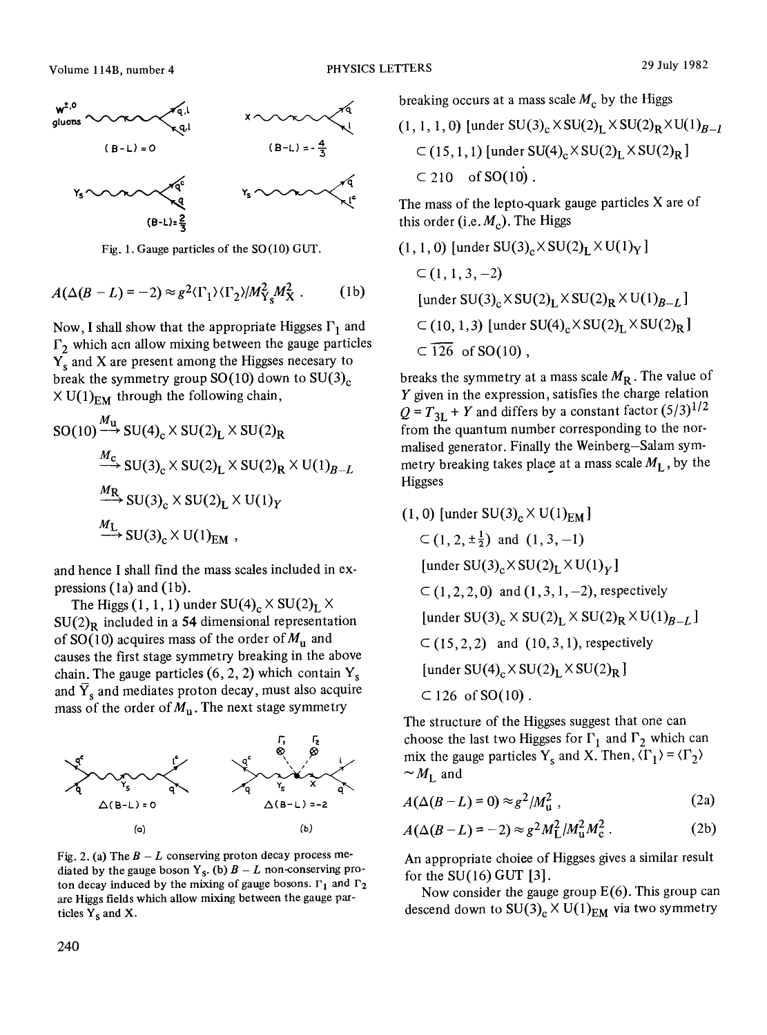$(B-L)=0$ $\quad$ $(B-L)=-\frac{4}{3}$ $\quad$ $(B-L)=\frac{2}{3}$

Fig. 1. Gauge particles of the SO(10) GUT.

$$A(\Delta(B-L)=-2) \approx g^2 \langle \Gamma_1 \rangle \langle \Gamma_2 \rangle / M_{Y_s}^2 M_X^2 \,. \tag{1b}$$

Now, I shall show that the appropriate Higgses $\Gamma_1$ and $\Gamma_2$ which acn allow mixing between the gauge particles $Y_s$ and X are present among the Higgses necesary to break the symmetry group SO(10) down to $SU(3)_c \times U(1)_{EM}$ through the following chain,

$$\begin{aligned}
SO(10) &\xrightarrow{M_u} SU(4)_c \times SU(2)_L \times SU(2)_R \\
&\xrightarrow{M_c} SU(3)_c \times SU(2)_L \times SU(2)_R \times U(1)_{B-L} \\
&\xrightarrow{M_R} SU(3)_c \times SU(2)_L \times U(1)_Y \\
&\xrightarrow{M_L} SU(3)_c \times U(1)_{EM} \,,
\end{aligned}$$

and hence I shall find the mass scales included in expressions (1a) and (1b).

The Higgs (1, 1, 1) under $SU(4)_c \times SU(2)_L \times SU(2)_R$ included in a 54 dimensional representation of SO(10) acquires mass of the order of $M_u$ and causes the first stage symmetry breaking in the above chain. The gauge particles (6, 2, 2) which contain $Y_s$ and $\bar{Y}_s$ and mediates proton decay, must also acquire mass of the order of $M_u$. The next stage symmetry breaking occurs at a mass scale $M_c$ by the Higgs

$$\begin{aligned}
&(1,1,1,0) \; [\text{under } SU(3)_c \times SU(2)_L \times SU(2)_R \times U(1)_{B-l}] \\
&\subset (15,1,1) \; [\text{under } SU(4)_c \times SU(2)_L \times SU(2)_R] \\
&\subset 210 \quad \text{of } SO(10) \,.
\end{aligned}$$

The mass of the lepto-quark gauge particles X are of this order (i.e. $M_c$). The Higgs

$$\begin{aligned}
&(1,1,0) \; [\text{under } SU(3)_c \times SU(2)_L \times U(1)_Y] \\
&\subset (1,1,3,-2) \\
&[\text{under } SU(3)_c \times SU(2)_L \times SU(2)_R \times U(1)_{B-L}] \\
&\subset (10,1,3) \; [\text{under } SU(4)_c \times SU(2)_L \times SU(2)_R] \\
&\subset \overline{126} \quad \text{of } SO(10) \,,
\end{aligned}$$

breaks the symmetry at a mass scale $M_R$. The value of $Y$ given in the expression, satisfies the charge relation $Q = T_{3L} + Y$ and differs by a constant factor $(5/3)^{1/2}$ from the quantum number corresponding to the normalised generator. Finally the Weinberg–Salam symmetry breaking takes place at a mass scale $M_L$, by the Higgses

$$\begin{aligned}
&(1,0) \; [\text{under } SU(3)_c \times U(1)_{EM}] \\
&\subset (1,2,\pm\tfrac{1}{2}) \text{ and } (1,3,-1) \\
&[\text{under } SU(3)_c \times SU(2)_L \times U(1)_Y] \\
&\subset (1,2,2,0) \text{ and } (1,3,1,-2), \text{ respectively} \\
&[\text{under } SU(3)_c \times SU(2)_L \times SU(2)_R \times U(1)_{B-L}] \\
&\subset (15,2,2) \text{ and } (10,3,1), \text{ respectively} \\
&[\text{under } SU(4)_c \times SU(2)_L \times SU(2)_R] \\
&\subset 126 \quad \text{of } SO(10) \,.
\end{aligned}$$

The structure of the Higgses suggest that one can choose the last two Higgses for $\Gamma_1$ and $\Gamma_2$ which can mix the gauge particles $Y_s$ and X. Then, $\langle \Gamma_1 \rangle = \langle \Gamma_2 \rangle \sim M_L$ and

$$A(\Delta(B-L)=0) \approx g^2 / M_u^2 \,, \tag{2a}$$

$$A(\Delta(B-L)=-2) \approx g^2 M_L^2 / M_u^2 M_c^2 \,. \tag{2b}$$

$\Delta(B-L)=0$ $\quad$ $\Delta(B-L)=-2$

(a) $\quad$ (b)

Fig. 2. (a) The $B-L$ conserving proton decay process mediated by the gauge boson $Y_s$. (b) $B-L$ non-conserving proton decay induced by the mixing of gauge bosons. $\Gamma_1$ and $\Gamma_2$ are Higgs fields which allow mixing between the gauge particles $Y_s$ and X.

An appropriate choiee of Higgses gives a similar result for the SU(16) GUT [3].

Now consider the gauge group E(6). This group can descend down to $SU(3)_c \times U(1)_{EM}$ via two symmetry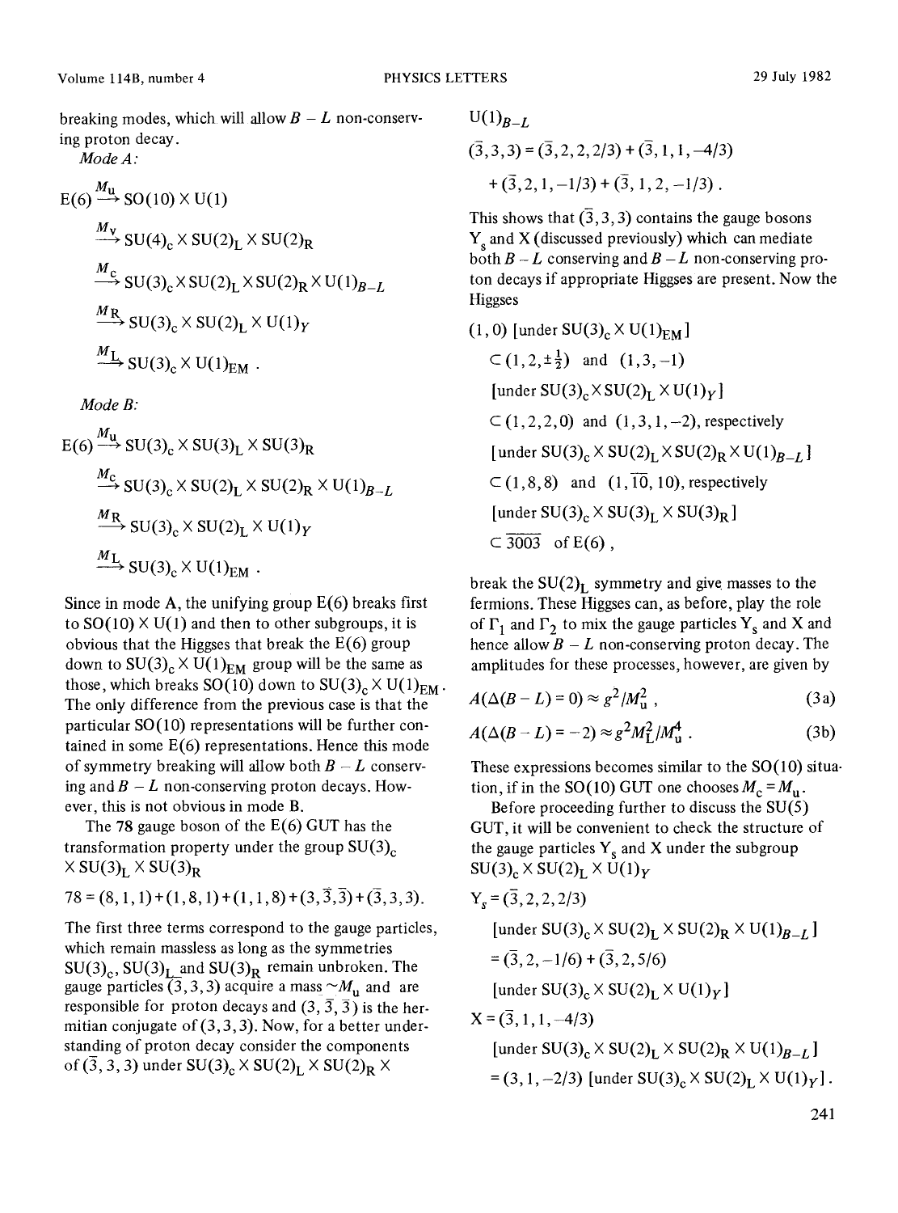breaking modes, which will allow $B-L$ non-conserving proton decay.

*Mode A:*

$$E(6) \xrightarrow{M_u} SO(10) \times U(1)$$

$$\xrightarrow{M_V} SU(4)_c \times SU(2)_L \times SU(2)_R$$

$$\xrightarrow{M_c} SU(3)_c \times SU(2)_L \times SU(2)_R \times U(1)_{B-L}$$

$$\xrightarrow{M_R} SU(3)_c \times SU(2)_L \times U(1)_Y$$

$$\xrightarrow{M_L} SU(3)_c \times U(1)_{EM} .$$

*Mode B:*

$$E(6) \xrightarrow{M_u} SU(3)_c \times SU(3)_L \times SU(3)_R$$

$$\xrightarrow{M_c} SU(3)_c \times SU(2)_L \times SU(2)_R \times U(1)_{B-L}$$

$$\xrightarrow{M_R} SU(3)_c \times SU(2)_L \times U(1)_Y$$

$$\xrightarrow{M_L} SU(3)_c \times U(1)_{EM} .$$

Since in mode A, the unifying group E(6) breaks first to SO(10) × U(1) and then to other subgroups, it is obvious that the Higgses that break the E(6) group down to $SU(3)_c \times U(1)_{EM}$ group will be the same as those, which breaks SO(10) down to $SU(3)_c \times U(1)_{EM}$. The only difference from the previous case is that the particular SO(10) representations will be further contained in some E(6) representations. Hence this mode of symmetry breaking will allow both $B-L$ conserving and $B-L$ non-conserving proton decays. However, this is not obvious in mode B.

The **78** gauge boson of the E(6) GUT has the transformation property under the group $SU(3)_c \times SU(3)_L \times SU(3)_R$

$$78 = (8,1,1) + (1,8,1) + (1,1,8) + (3,\bar{3},\bar{3}) + (\bar{3},3,3).$$

The first three terms correspond to the gauge particles, which remain massless as long as the symmetries $SU(3)_c$, $SU(3)_L$ and $SU(3)_R$ remain unbroken. The gauge particles $(\bar{3},3,3)$ acquire a mass $\sim M_u$ and are responsible for proton decays and $(3,\bar{3},\bar{3})$ is the hermitian conjugate of $(\bar{3},3,3)$. Now, for a better understanding of proton decay consider the components of $(\bar{3},3,3)$ under $SU(3)_c \times SU(2)_L \times SU(2)_R \times U(1)_{B-L}$

$$(\bar{3},3,3) = (\bar{3},2,2,2/3) + (\bar{3},1,1,-4/3) + (\bar{3},2,1,-1/3) + (\bar{3},1,2,-1/3) .$$

This shows that $(\bar{3},3,3)$ contains the gauge bosons $Y_s$ and X (discussed previously) which can mediate both $B-L$ conserving and $B-L$ non-conserving proton decays if appropriate Higgses are present. Now the Higgses

$(1,0)$ [under $SU(3)_c \times U(1)_{EM}$]

$\subset (1,2,\pm\frac{1}{2})$ and $(1,3,-1)$

[under $SU(3)_c \times SU(2)_L \times U(1)_Y$]

$\subset (1,2,2,0)$ and $(1,3,1,-2)$, respectively

[under $SU(3)_c \times SU(2)_L \times SU(2)_R \times U(1)_{B-L}$]

$\subset (1,8,8)$ and $(1,\overline{10},10)$, respectively

[under $SU(3)_c \times SU(3)_L \times SU(3)_R$]

$\subset \overline{3003}$ of E(6) ,

break the $SU(2)_L$ symmetry and give masses to the fermions. These Higgses can, as before, play the role of $\Gamma_1$ and $\Gamma_2$ to mix the gauge particles $Y_s$ and X and hence allow $B-L$ non-conserving proton decay. The amplitudes for these processes, however, are given by

$$A(\Delta(B-L)=0) \approx g^2/M_u^2 , \tag{3a}$$

$$A(\Delta(B-L)=-2) \approx g^2 M_L^2/M_u^4 . \tag{3b}$$

These expressions becomes similar to the SO(10) situation, if in the SO(10) GUT one chooses $M_c = M_u$.

Before proceeding further to discuss the SU(5) GUT, it will be convenient to check the structure of the gauge particles $Y_s$ and X under the subgroup $SU(3)_c \times SU(2)_L \times U(1)_Y$

$Y_s = (\bar{3},2,2,2/3)$

[under $SU(3)_c \times SU(2)_L \times SU(2)_R \times U(1)_{B-L}$]

$= (\bar{3},2,-1/6) + (\bar{3},2,5/6)$

[under $SU(3)_c \times SU(2)_L \times U(1)_Y$]

$X = (\bar{3},1,1,-4/3)$

[under $SU(3)_c \times SU(2)_L \times SU(2)_R \times U(1)_{B-L}$]

$= (3,1,-2/3)$ [under $SU(3)_c \times SU(2)_L \times U(1)_Y$] .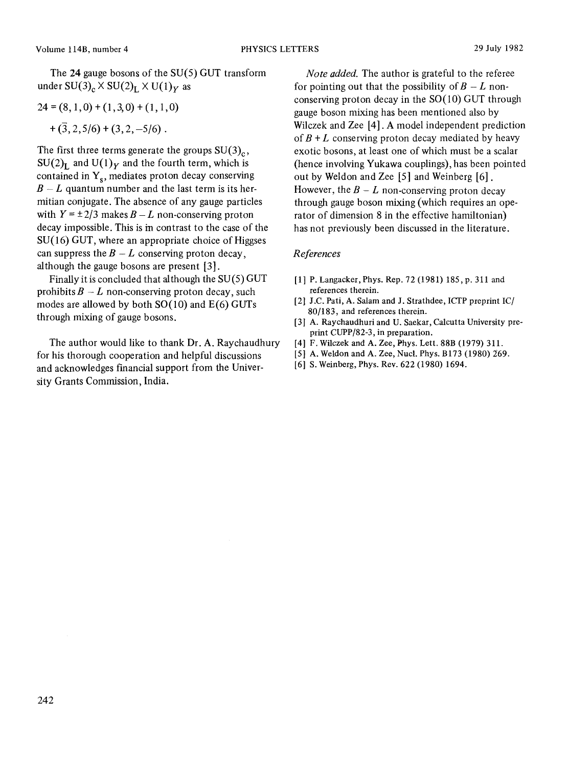The 24 gauge bosons of the SU(5) GUT transform under $SU(3)_c \times SU(2)_L \times U(1)_Y$ as

$$24 = (8, 1, 0) + (1, 3, 0) + (1, 1, 0)$$

$$+ (\bar{3}, 2, 5/6) + (3, 2, -5/6) .$$

The first three terms generate the groups $SU(3)_c$, $SU(2)_L$ and $U(1)_Y$ and the fourth term, which is contained in $Y_s$, mediates proton decay conserving $B - L$ quantum number and the last term is its hermitian conjugate. The absence of any gauge particles with $Y = \pm 2/3$ makes $B - L$ non-conserving proton decay impossible. This is in contrast to the case of the SU(16) GUT, where an appropriate choice of Higgses can suppress the $B - L$ conserving proton decay, although the gauge bosons are present [3].

Finally it is concluded that although the SU(5) GUT prohibits $B - L$ non-conserving proton decay, such modes are allowed by both SO(10) and E(6) GUTs through mixing of gauge bosons.

The author would like to thank Dr. A. Raychaudhury for his thorough cooperation and helpful discussions and acknowledges financial support from the University Grants Commission, India.

*Note added.* The author is grateful to the referee for pointing out that the possibility of $B - L$ non-conserving proton decay in the SO(10) GUT through gauge boson mixing has been mentioned also by Wilczek and Zee [4]. A model independent prediction of $B + L$ conserving proton decay mediated by heavy exotic bosons, at least one of which must be a scalar (hence involving Yukawa couplings), has been pointed out by Weldon and Zee [5] and Weinberg [6]. However, the $B - L$ non-conserving proton decay through gauge boson mixing (which requires an operator of dimension 8 in the effective hamiltonian) has not previously been discussed in the literature.

## References

[1] P. Langacker, Phys. Rep. 72 (1981) 185, p. 311 and references therein.

[2] J.C. Pati, A. Salam and J. Strathdee, ICTP preprint IC/80/183, and references therein.

[3] A. Raychaudhuri and U. Saekar, Calcutta University preprint CUPP/82-3, in preparation.

[4] F. Wilczek and A. Zee, Phys. Lett. 88B (1979) 311.

[5] A. Weldon and A. Zee, Nucl. Phys. B173 (1980) 269.

[6] S. Weinberg, Phys. Rev. 622 (1980) 1694.